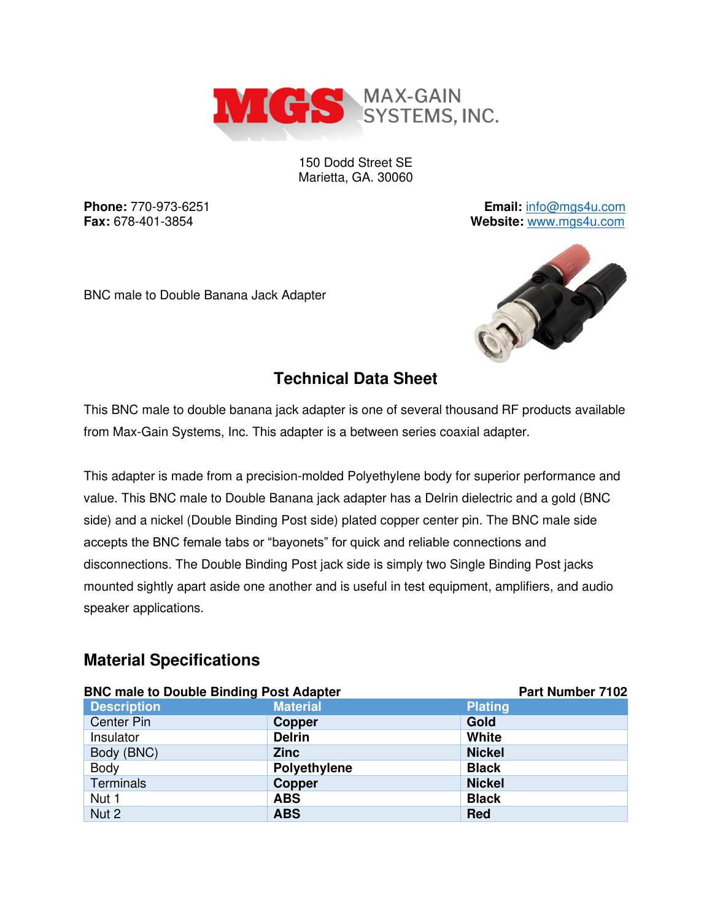MAX-GAIN SYSTEMS, INC.

150 Dodd Street SE
Marietta, GA. 30060

**Phone:** 770-973-6251
**Fax:** 678-401-3854

**Email:** info@mgs4u.com
**Website:** www.mgs4u.com

BNC male to Double Banana Jack Adapter

## Technical Data Sheet

This BNC male to double banana jack adapter is one of several thousand RF products available from Max-Gain Systems, Inc. This adapter is a between series coaxial adapter.

This adapter is made from a precision-molded Polyethylene body for superior performance and value. This BNC male to Double Banana jack adapter has a Delrin dielectric and a gold (BNC side) and a nickel (Double Binding Post side) plated copper center pin. The BNC male side accepts the BNC female tabs or "bayonets" for quick and reliable connections and disconnections. The Double Binding Post jack side is simply two Single Binding Post jacks mounted sightly apart aside one another and is useful in test equipment, amplifiers, and audio speaker applications.

## Material Specifications

**BNC male to Double Binding Post Adapter** — **Part Number 7102**

| Description | Material | Plating |
|---|---|---|
| Center Pin | **Copper** | **Gold** |
| Insulator | **Delrin** | **White** |
| Body (BNC) | **Zinc** | **Nickel** |
| Body | **Polyethylene** | **Black** |
| Terminals | **Copper** | **Nickel** |
| Nut 1 | **ABS** | **Black** |
| Nut 2 | **ABS** | **Red** |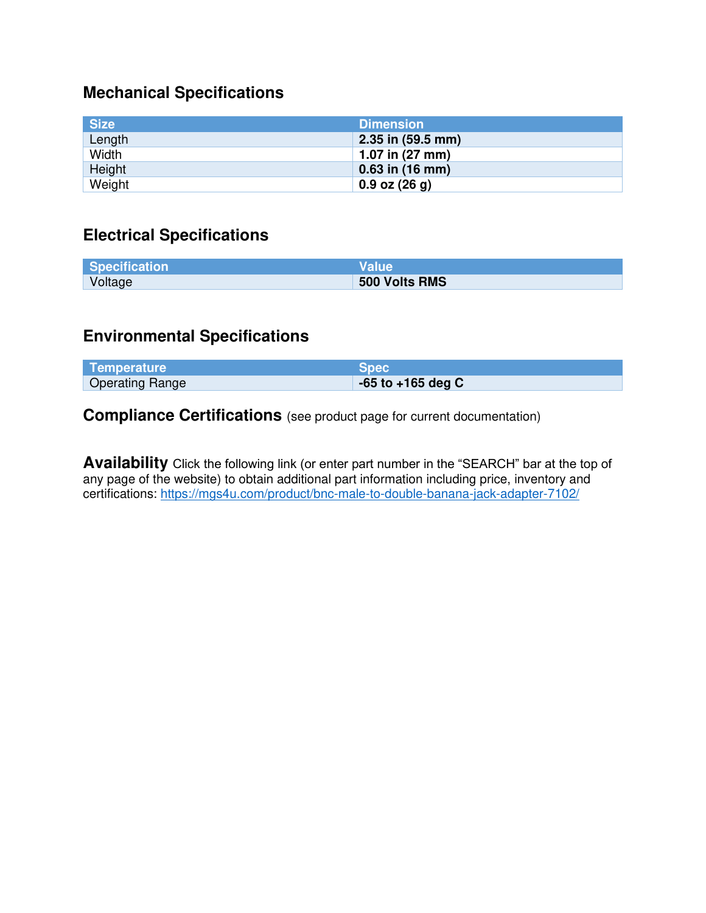## Mechanical Specifications

| Size | Dimension |
| --- | --- |
| Length | **2.35 in (59.5 mm)** |
| Width | **1.07 in (27 mm)** |
| Height | **0.63 in (16 mm)** |
| Weight | **0.9 oz (26 g)** |

## Electrical Specifications

| Specification | Value |
| --- | --- |
| Voltage | **500 Volts RMS** |

## Environmental Specifications

| Temperature | Spec |
| --- | --- |
| Operating Range | **-65 to +165 deg C** |

**Compliance Certifications** (see product page for current documentation)

**Availability** Click the following link (or enter part number in the "SEARCH" bar at the top of any page of the website) to obtain additional part information including price, inventory and certifications: https://mgs4u.com/product/bnc-male-to-double-banana-jack-adapter-7102/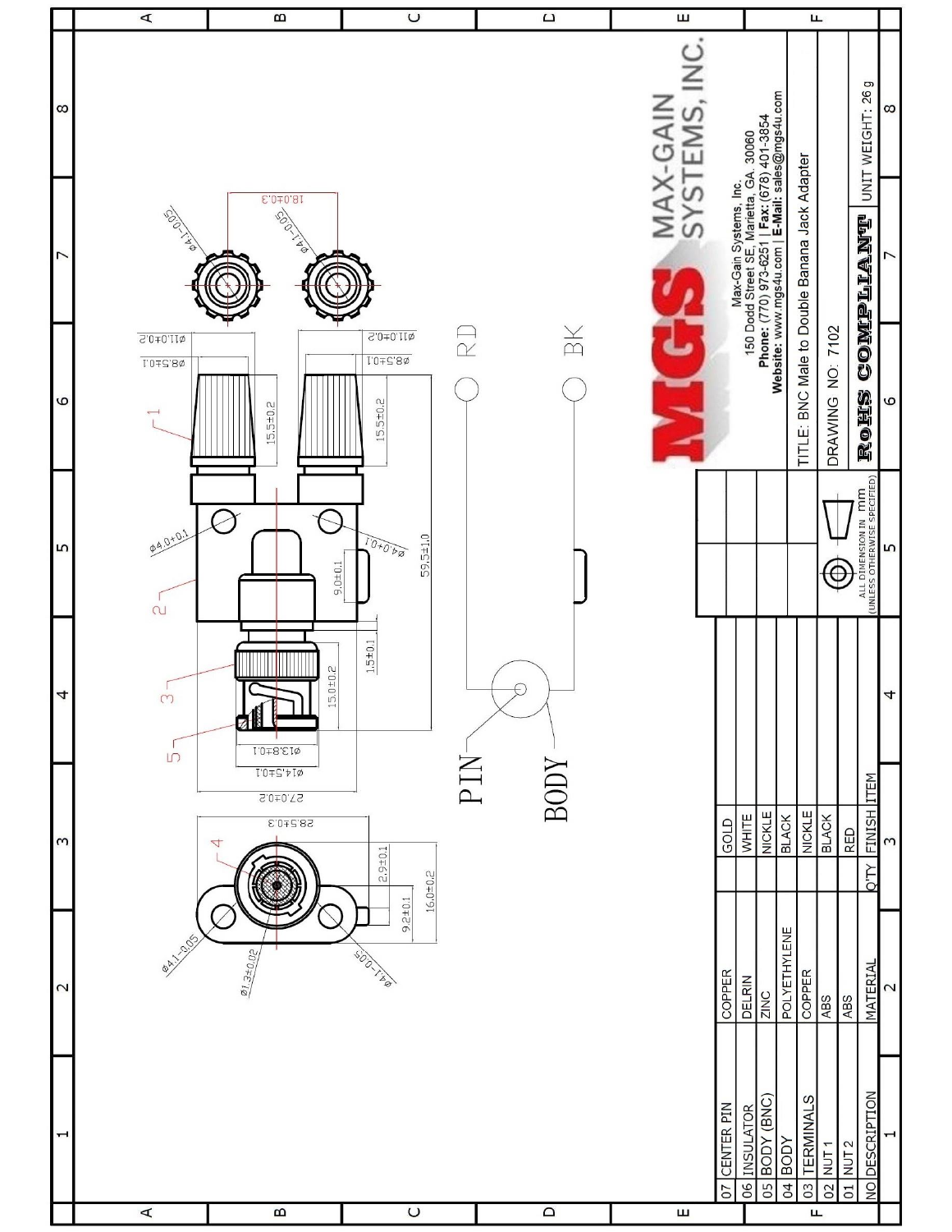# MGS MAX-GAIN SYSTEMS, INC.

Max-Gain Systems, Inc.
150 Dodd Street SE, Marietta, GA. 30060
**Phone:** (770) 973-6251 | **Fax:** (678) 401-3854
**Website:** www.mgs4u.com | **E-Mail:** sales@mgs4u.com

TITLE: BNC Male to Double Banana Jack Adapter

DRAWING NO: 7102

**RoHS COMPLIANT**

UNIT WEIGHT: 26 g

ALL DIMENSION IN mm (UNLESS OTHERWISE SPECIFIED)

| NO | DESCRIPTION | MATERIAL | Q'TY | FINISH | ITEM |
|---|---|---|---|---|---|
| 07 | CENTER PIN | COPPER | | GOLD | |
| 06 | INSULATOR | DELRIN | | WHITE | |
| 05 | BODY (BNC) | ZINC | | NICKLE | |
| 04 | BODY | POLYETHYLENE | | BLACK | |
| 03 | TERMINALS | COPPER | | NICKLE | |
| 02 | NUT 1 | ABS | | BLACK | |
| 01 | NUT 2 | ABS | | RED | |

Ø4.1-0.05
Ø1.3±0.02
Ø4.1-0.05
28.5±0.3
2.9±0.1
9.2±0.1
16.0±0.2
27.0±0.2
Ø14.5±0.1
Ø13.8±0.1
15.0±0.2
1.5±0.1
9.0±0.1
59.5±1.0
Ø4.0+0.1
Ø4.0+0.1
15.5±0.2
15.5±0.2
Ø8.5±0.1
Ø11.0±0.2
Ø8.5±0.1
Ø11.0±0.2
Ø4.1-0.05
Ø4.1-0.05
18.0±0.3

1
2
3
4
5

RD
BK
PIN
BODY